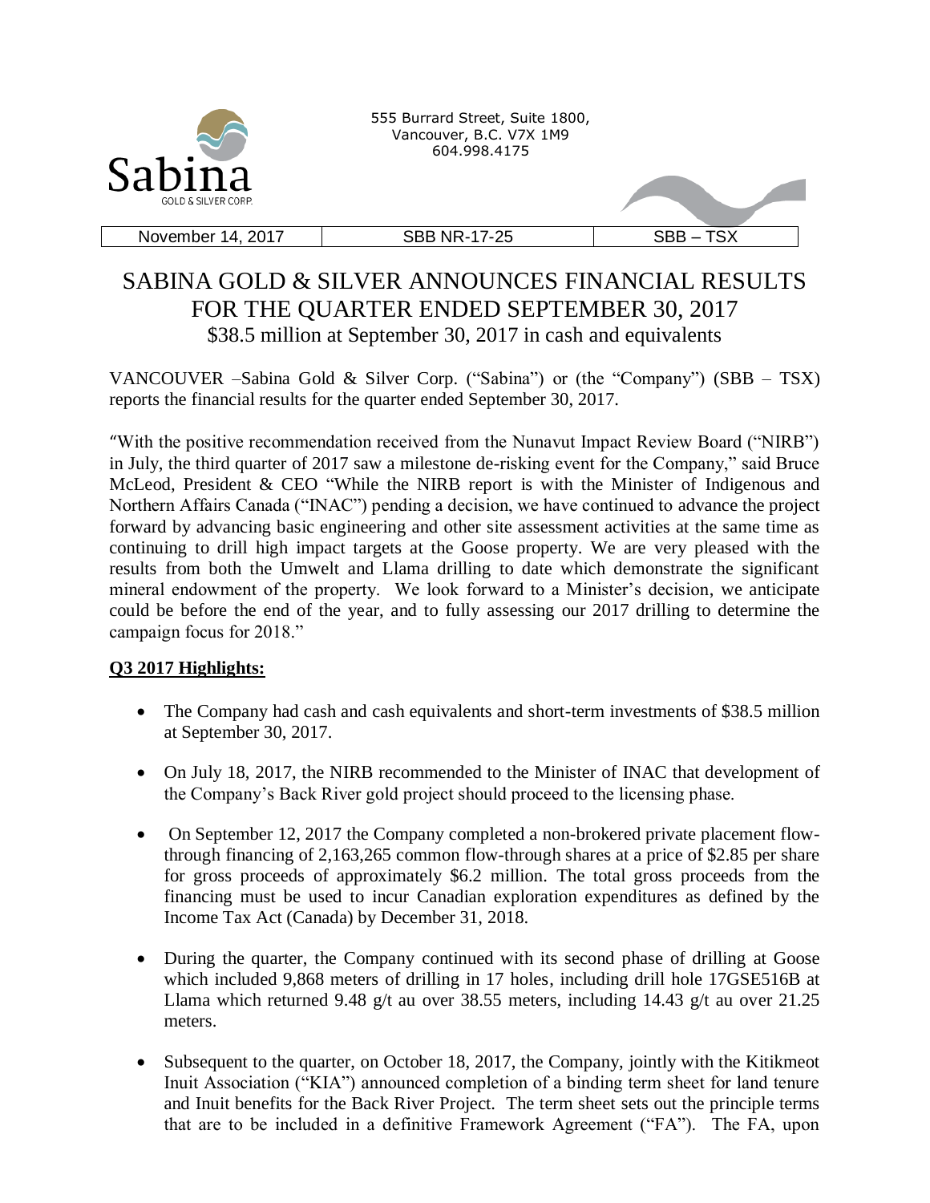Sabina GOLD & SILVER CORP.

555 Burrard Street, Suite 1800,
Vancouver, B.C. V7X 1M9
604.998.4175

| November 14, 2017 | SBB NR-17-25 | SBB – TSX |
|---|---|---|

# SABINA GOLD & SILVER ANNOUNCES FINANCIAL RESULTS FOR THE QUARTER ENDED SEPTEMBER 30, 2017

## $38.5 million at September 30, 2017 in cash and equivalents

VANCOUVER –Sabina Gold & Silver Corp. ("Sabina") or (the "Company") (SBB – TSX) reports the financial results for the quarter ended September 30, 2017.

"With the positive recommendation received from the Nunavut Impact Review Board ("NIRB") in July, the third quarter of 2017 saw a milestone de-risking event for the Company," said Bruce McLeod, President & CEO "While the NIRB report is with the Minister of Indigenous and Northern Affairs Canada ("INAC") pending a decision, we have continued to advance the project forward by advancing basic engineering and other site assessment activities at the same time as continuing to drill high impact targets at the Goose property. We are very pleased with the results from both the Umwelt and Llama drilling to date which demonstrate the significant mineral endowment of the property. We look forward to a Minister's decision, we anticipate could be before the end of the year, and to fully assessing our 2017 drilling to determine the campaign focus for 2018."

**Q3 2017 Highlights:**

- The Company had cash and cash equivalents and short-term investments of $38.5 million at September 30, 2017.
- On July 18, 2017, the NIRB recommended to the Minister of INAC that development of the Company's Back River gold project should proceed to the licensing phase.
- On September 12, 2017 the Company completed a non-brokered private placement flow-through financing of 2,163,265 common flow-through shares at a price of $2.85 per share for gross proceeds of approximately $6.2 million. The total gross proceeds from the financing must be used to incur Canadian exploration expenditures as defined by the Income Tax Act (Canada) by December 31, 2018.
- During the quarter, the Company continued with its second phase of drilling at Goose which included 9,868 meters of drilling in 17 holes, including drill hole 17GSE516B at Llama which returned 9.48 g/t au over 38.55 meters, including 14.43 g/t au over 21.25 meters.
- Subsequent to the quarter, on October 18, 2017, the Company, jointly with the Kitikmeot Inuit Association ("KIA") announced completion of a binding term sheet for land tenure and Inuit benefits for the Back River Project. The term sheet sets out the principle terms that are to be included in a definitive Framework Agreement ("FA"). The FA, upon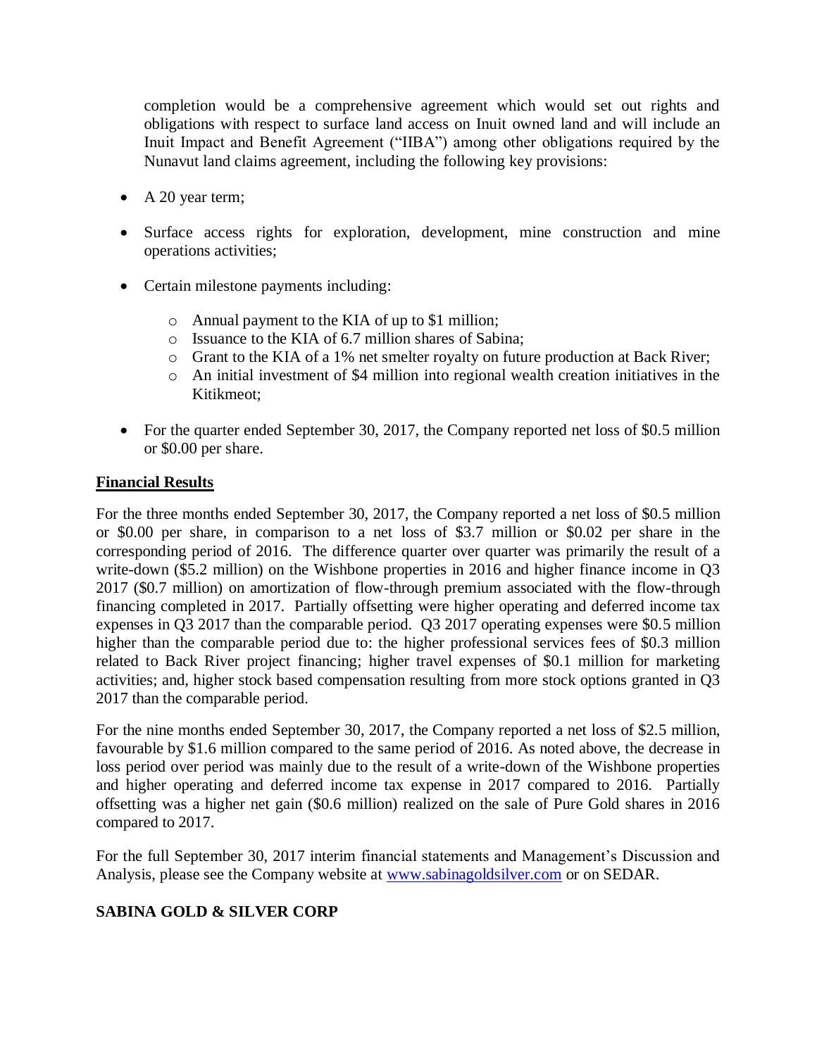completion would be a comprehensive agreement which would set out rights and obligations with respect to surface land access on Inuit owned land and will include an Inuit Impact and Benefit Agreement ("IIBA") among other obligations required by the Nunavut land claims agreement, including the following key provisions:

- A 20 year term;
- Surface access rights for exploration, development, mine construction and mine operations activities;
- Certain milestone payments including:
  - Annual payment to the KIA of up to $1 million;
  - Issuance to the KIA of 6.7 million shares of Sabina;
  - Grant to the KIA of a 1% net smelter royalty on future production at Back River;
  - An initial investment of $4 million into regional wealth creation initiatives in the Kitikmeot;
- For the quarter ended September 30, 2017, the Company reported net loss of $0.5 million or $0.00 per share.

**Financial Results**

For the three months ended September 30, 2017, the Company reported a net loss of $0.5 million or $0.00 per share, in comparison to a net loss of $3.7 million or $0.02 per share in the corresponding period of 2016. The difference quarter over quarter was primarily the result of a write-down ($5.2 million) on the Wishbone properties in 2016 and higher finance income in Q3 2017 ($0.7 million) on amortization of flow-through premium associated with the flow-through financing completed in 2017. Partially offsetting were higher operating and deferred income tax expenses in Q3 2017 than the comparable period. Q3 2017 operating expenses were $0.5 million higher than the comparable period due to: the higher professional services fees of $0.3 million related to Back River project financing; higher travel expenses of $0.1 million for marketing activities; and, higher stock based compensation resulting from more stock options granted in Q3 2017 than the comparable period.

For the nine months ended September 30, 2017, the Company reported a net loss of $2.5 million, favourable by $1.6 million compared to the same period of 2016. As noted above, the decrease in loss period over period was mainly due to the result of a write-down of the Wishbone properties and higher operating and deferred income tax expense in 2017 compared to 2016. Partially offsetting was a higher net gain ($0.6 million) realized on the sale of Pure Gold shares in 2016 compared to 2017.

For the full September 30, 2017 interim financial statements and Management's Discussion and Analysis, please see the Company website at www.sabinagoldsilver.com or on SEDAR.

**SABINA GOLD & SILVER CORP**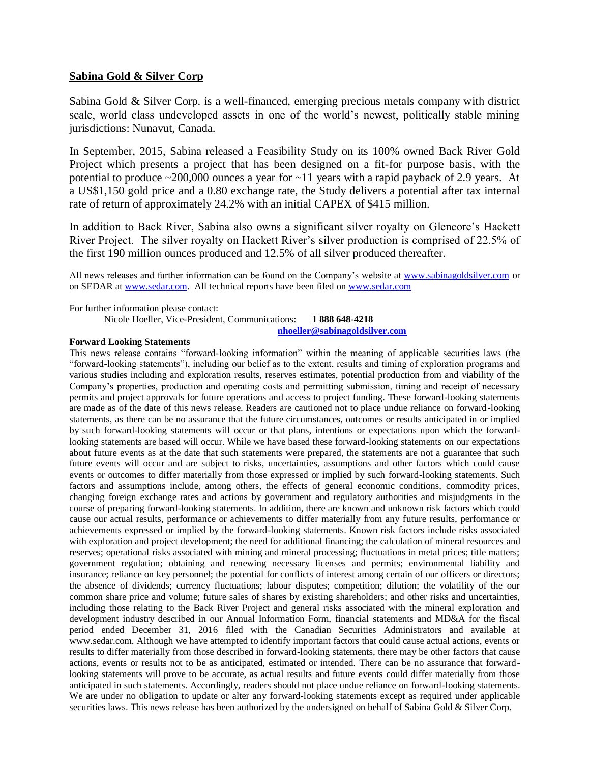## Sabina Gold & Silver Corp

Sabina Gold & Silver Corp. is a well-financed, emerging precious metals company with district scale, world class undeveloped assets in one of the world's newest, politically stable mining jurisdictions: Nunavut, Canada.

In September, 2015, Sabina released a Feasibility Study on its 100% owned Back River Gold Project which presents a project that has been designed on a fit-for purpose basis, with the potential to produce ~200,000 ounces a year for ~11 years with a rapid payback of 2.9 years. At a US$1,150 gold price and a 0.80 exchange rate, the Study delivers a potential after tax internal rate of return of approximately 24.2% with an initial CAPEX of $415 million.

In addition to Back River, Sabina also owns a significant silver royalty on Glencore's Hackett River Project. The silver royalty on Hackett River's silver production is comprised of 22.5% of the first 190 million ounces produced and 12.5% of all silver produced thereafter.

All news releases and further information can be found on the Company's website at www.sabinagoldsilver.com or on SEDAR at www.sedar.com. All technical reports have been filed on www.sedar.com

For further information please contact:

Nicole Hoeller, Vice-President, Communications: **1 888 648-4218**
**nhoeller@sabinagoldsilver.com**

**Forward Looking Statements**

This news release contains "forward-looking information" within the meaning of applicable securities laws (the "forward-looking statements"), including our belief as to the extent, results and timing of exploration programs and various studies including and exploration results, reserves estimates, potential production from and viability of the Company's properties, production and operating costs and permitting submission, timing and receipt of necessary permits and project approvals for future operations and access to project funding. These forward-looking statements are made as of the date of this news release. Readers are cautioned not to place undue reliance on forward-looking statements, as there can be no assurance that the future circumstances, outcomes or results anticipated in or implied by such forward-looking statements will occur or that plans, intentions or expectations upon which the forward-looking statements are based will occur. While we have based these forward-looking statements on our expectations about future events as at the date that such statements were prepared, the statements are not a guarantee that such future events will occur and are subject to risks, uncertainties, assumptions and other factors which could cause events or outcomes to differ materially from those expressed or implied by such forward-looking statements. Such factors and assumptions include, among others, the effects of general economic conditions, commodity prices, changing foreign exchange rates and actions by government and regulatory authorities and misjudgments in the course of preparing forward-looking statements. In addition, there are known and unknown risk factors which could cause our actual results, performance or achievements to differ materially from any future results, performance or achievements expressed or implied by the forward-looking statements. Known risk factors include risks associated with exploration and project development; the need for additional financing; the calculation of mineral resources and reserves; operational risks associated with mining and mineral processing; fluctuations in metal prices; title matters; government regulation; obtaining and renewing necessary licenses and permits; environmental liability and insurance; reliance on key personnel; the potential for conflicts of interest among certain of our officers or directors; the absence of dividends; currency fluctuations; labour disputes; competition; dilution; the volatility of the our common share price and volume; future sales of shares by existing shareholders; and other risks and uncertainties, including those relating to the Back River Project and general risks associated with the mineral exploration and development industry described in our Annual Information Form, financial statements and MD&A for the fiscal period ended December 31, 2016 filed with the Canadian Securities Administrators and available at www.sedar.com. Although we have attempted to identify important factors that could cause actual actions, events or results to differ materially from those described in forward-looking statements, there may be other factors that cause actions, events or results not to be as anticipated, estimated or intended. There can be no assurance that forward-looking statements will prove to be accurate, as actual results and future events could differ materially from those anticipated in such statements. Accordingly, readers should not place undue reliance on forward-looking statements. We are under no obligation to update or alter any forward-looking statements except as required under applicable securities laws. This news release has been authorized by the undersigned on behalf of Sabina Gold & Silver Corp.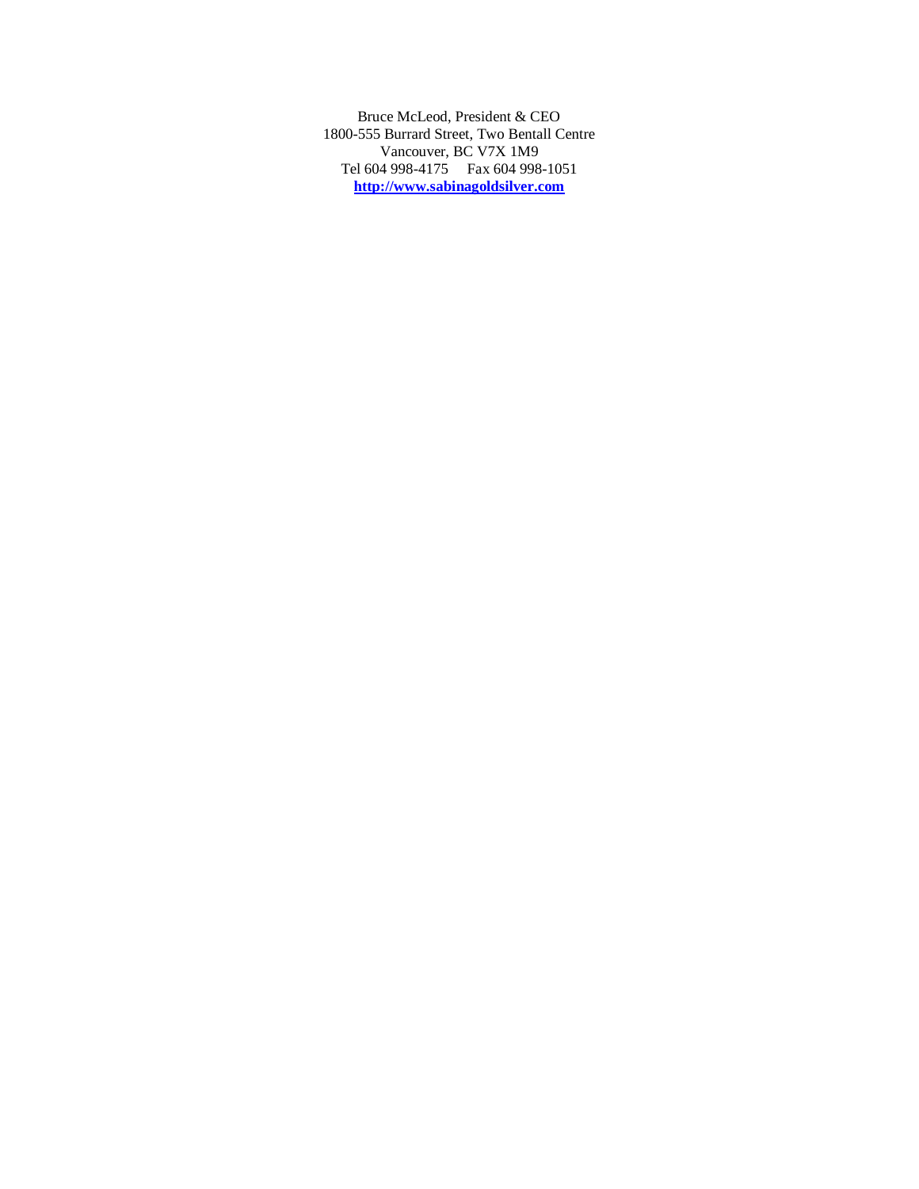Bruce McLeod, President & CEO
1800-555 Burrard Street, Two Bentall Centre
Vancouver, BC V7X 1M9
Tel 604 998-4175     Fax 604 998-1051
**http://www.sabinagoldsilver.com**